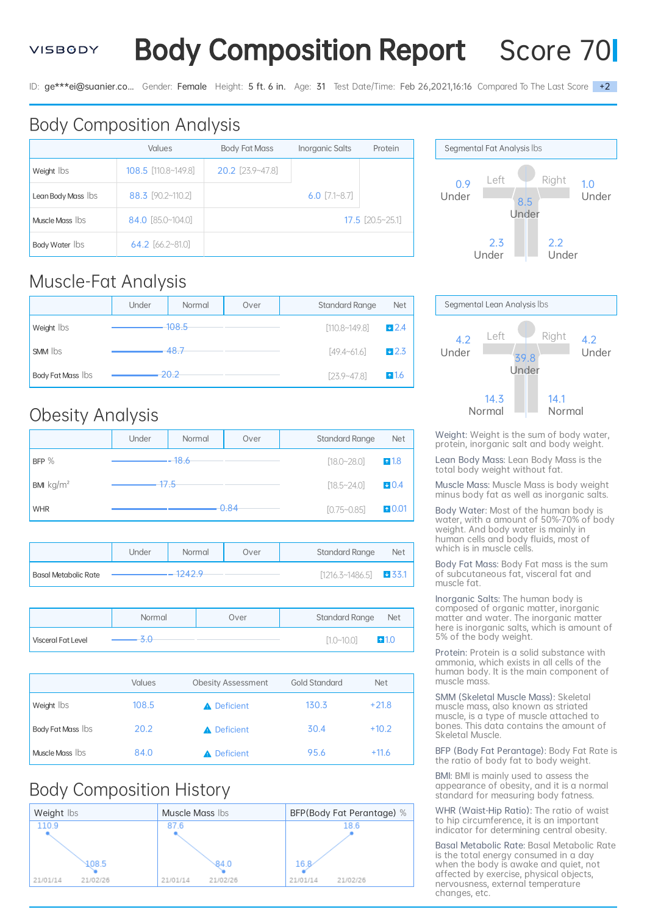VISBODY

# Body Composition Report

Score 70

ID: ge***ei@suanier.co... Gender: Female Height: 5 ft. 6 in. Age: 31 Test Date/Time: Feb 26,2021,16:16 Compared To The Last Score +2

## Body Composition Analysis

| | Values | Body Fat Mass | Inorganic Salts | Protein |
|---|---|---|---|---|
| Weight lbs | 108.5 [110.8~149.8] | 20.2 [23.9~47.8] | | |
| Lean Body Mass lbs | 88.3 [90.2~110.2] | | 6.0 [7.1~8.7] | |
| Muscle Mass lbs | 84.0 [85.0~104.0] | | | 17.5 [20.5~25.1] |
| Body Water lbs | 64.2 [66.2~81.0] | | | |

### Segmental Fat Analysis lbs

| | Left | Trunk | Right |
|---|---|---|---|
| Arm | 0.9 Under | 8.5 Under | 1.0 Under |
| Leg | 2.3 Under | | 2.2 Under |

## Muscle-Fat Analysis

| | Under / Normal / Over | Standard Range | Net |
|---|---|---|---|
| Weight lbs | 108.5 | [110.8~149.8] | ↓2.4 |
| SMM lbs | 48.7 | [49.4~61.6] | ↓2.3 |
| Body Fat Mass lbs | 20.2 | [23.9~47.8] | ↑1.6 |

### Segmental Lean Analysis lbs

| | Left | Trunk | Right |
|---|---|---|---|
| Arm | 4.2 Under | 39.8 Under | 4.2 Under |
| Leg | 14.3 Normal | | 14.1 Normal |

## Obesity Analysis

| | Under / Normal / Over | Standard Range | Net |
|---|---|---|---|
| BFP % | 18.6 | [18.0~28.0] | ↑1.8 |
| BMI kg/m² | 17.5 | [18.5~24.0] | ↓0.4 |
| WHR | 0.84 | [0.75~0.85] | ↑0.01 |

| | Under / Normal / Over | Standard Range | Net |
|---|---|---|---|
| Basal Metabolic Rate | 1242.9 | [1216.3~1486.5] | ↓33.1 |

| | Normal / Over | Standard Range | Net |
|---|---|---|---|
| Visceral Fat Level | 3.0 | [1.0~10.0] | ↑1.0 |

| | Values | Obesity Assessment | Gold Standard | Net |
|---|---|---|---|---|
| Weight lbs | 108.5 | Deficient | 130.3 | +21.8 |
| Body Fat Mass lbs | 20.2 | Deficient | 30.4 | +10.2 |
| Muscle Mass lbs | 84.0 | Deficient | 95.6 | +11.6 |

## Body Composition History

| Date | Weight lbs | Muscle Mass lbs | BFP(Body Fat Perantage) % |
|---|---|---|---|
| 21/01/14 | 110.9 | 87.6 | 16.8 |
| 21/02/26 | 108.5 | 84.0 | 18.6 |

Weight: Weight is the sum of body water, protein, inorganic salt and body weight.

Lean Body Mass: Lean Body Mass is the total body weight without fat.

Muscle Mass: Muscle Mass is body weight minus body fat as well as inorganic salts.

Body Water: Most of the human body is water, with a amount of 50%-70% of body weight. And body water is mainly in human cells and body fluids, most of which is in muscle cells.

Body Fat Mass: Body Fat mass is the sum of subcutaneous fat, visceral fat and muscle fat.

Inorganic Salts: The human body is composed of organic matter, inorganic matter and water. The inorganic matter here is inorganic salts, which is amount of 5% of the body weight.

Protein: Protein is a solid substance with ammonia, which exists in all cells of the human body. It is the main component of muscle mass.

SMM (Skeletal Muscle Mass): Skeletal muscle mass, also known as striated muscle, is a type of muscle attached to bones. This data contains the amount of Skeletal Muscle.

BFP (Body Fat Perantage): Body Fat Rate is the ratio of body fat to body weight.

BMI: BMI is mainly used to assess the appearance of obesity, and it is a normal standard for measuring body fatness.

WHR (Waist-Hip Ratio): The ratio of waist to hip circumference, it is an important indicator for determining central obesity.

Basal Metabolic Rate: Basal Metabolic Rate is the total energy consumed in a day when the body is awake and quiet, not affected by exercise, physical objects, nervousness, external temperature changes, etc.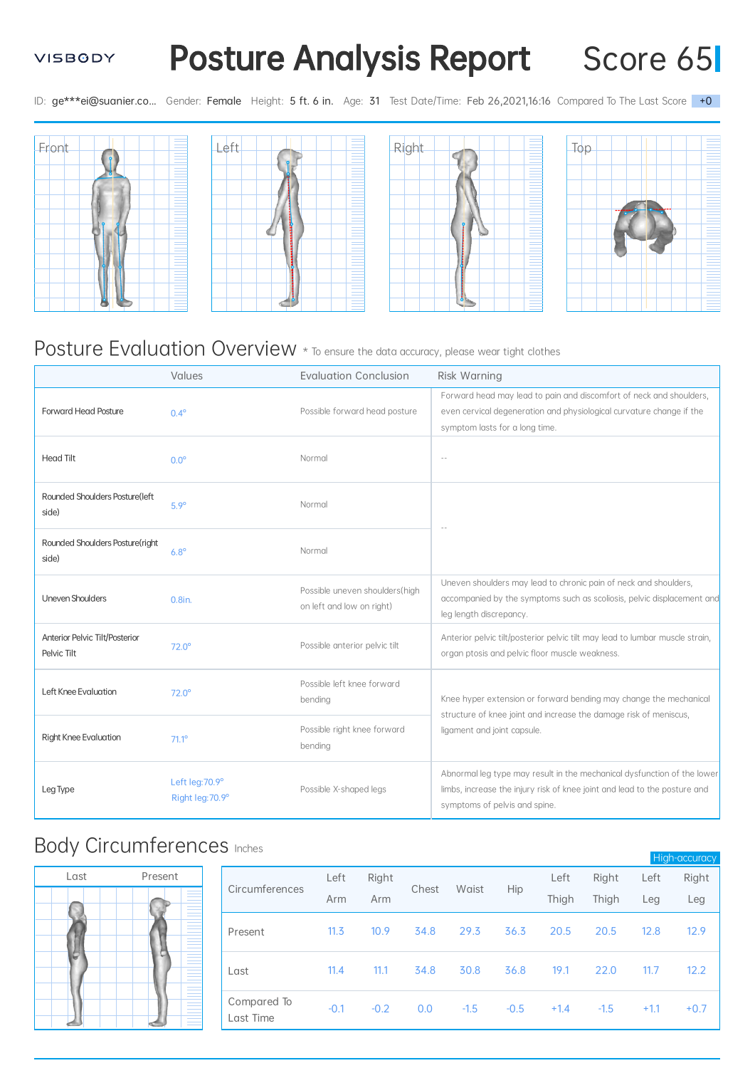VISBODY

# Posture Analysis Report

Score 65

ID: ge***ei@suanier.co... Gender: Female Height: 5 ft. 6 in. Age: 31 Test Date/Time: Feb 26,2021,16:16 Compared To The Last Score +0

Front

Left

Right

Top

## Posture Evaluation Overview

\* To ensure the data accuracy, please wear tight clothes

| | Values | Evaluation Conclusion | Risk Warning |
|---|---|---|---|
| Forward Head Posture | 0.4° | Possible forward head posture | Forward head may lead to pain and discomfort of neck and shoulders, even cervical degeneration and physiological curvature change if the symptom lasts for a long time. |
| Head Tilt | 0.0° | Normal | -- |
| Rounded Shoulders Posture(left side) | 5.9° | Normal | -- |
| Rounded Shoulders Posture(right side) | 6.8° | Normal | |
| Uneven Shoulders | 0.8in. | Possible uneven shoulders(high on left and low on right) | Uneven shoulders may lead to chronic pain of neck and shoulders, accompanied by the symptoms such as scoliosis, pelvic displacement and leg length discrepancy. |
| Anterior Pelvic Tilt/Posterior Pelvic Tilt | 72.0° | Possible anterior pelvic tilt | Anterior pelvic tilt/posterior pelvic tilt may lead to lumbar muscle strain, organ ptosis and pelvic floor muscle weakness. |
| Left Knee Evaluation | 72.0° | Possible left knee forward bending | Knee hyper extension or forward bending may change the mechanical structure of knee joint and increase the damage risk of meniscus, ligament and joint capsule. |
| Right Knee Evaluation | 71.1° | Possible right knee forward bending | |
| Leg Type | Left leg:70.9° Right leg:70.9° | Possible X-shaped legs | Abnormal leg type may result in the mechanical dysfunction of the lower limbs, increase the injury risk of knee joint and lead to the posture and symptoms of pelvis and spine. |

## Body Circumferences

Inches

Last Present

High-accuracy

| Circumferences | Left Arm | Right Arm | Chest | Waist | Hip | Left Thigh | Right Thigh | Left Leg | Right Leg |
|---|---|---|---|---|---|---|---|---|---|
| Present | 11.3 | 10.9 | 34.8 | 29.3 | 36.3 | 20.5 | 20.5 | 12.8 | 12.9 |
| Last | 11.4 | 11.1 | 34.8 | 30.8 | 36.8 | 19.1 | 22.0 | 11.7 | 12.2 |
| Compared To Last Time | -0.1 | -0.2 | 0.0 | -1.5 | -0.5 | +1.4 | -1.5 | +1.1 | +0.7 |